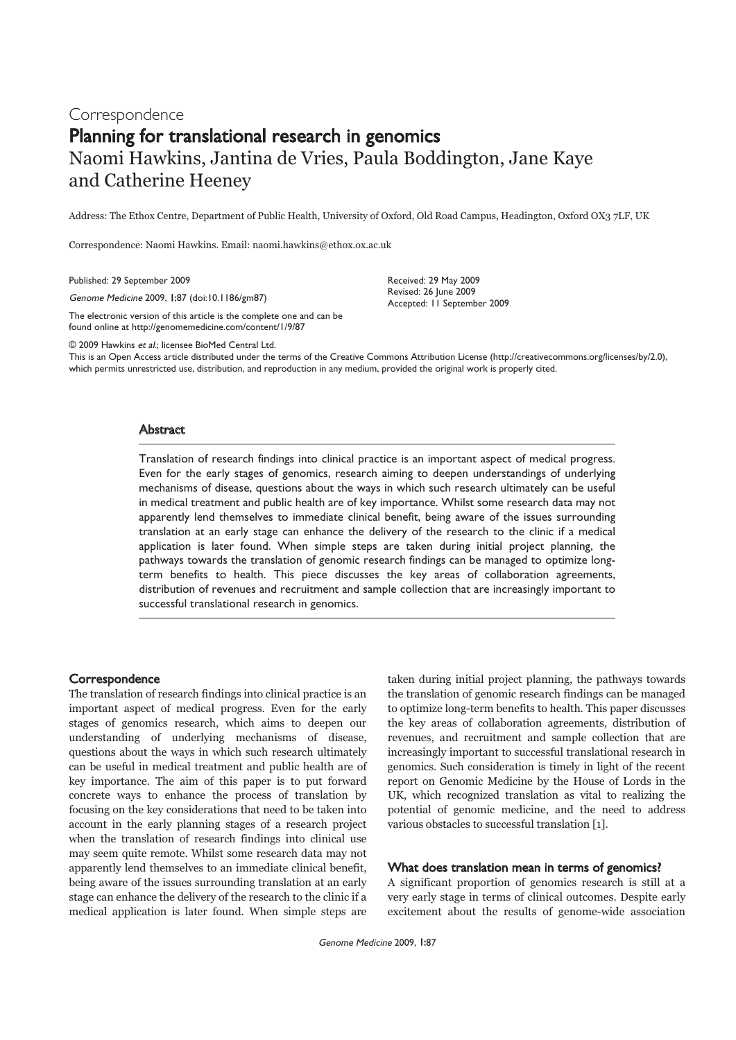Correspondence

# Planning for translational research in genomics

Naomi Hawkins, Jantina de Vries, Paula Boddington, Jane Kaye and Catherine Heeney

Address: The Ethox Centre, Department of Public Health, University of Oxford, Old Road Campus, Headington, Oxford OX3 7LF, UK

Correspondence: Naomi Hawkins. Email: naomi.hawkins@ethox.ox.ac.uk

Published: 29 September 2009

*Genome Medicine* 2009, **1**:87 (doi:10.1186/gm87)

The electronic version of this article is the complete one and can be found online at http://genomemedicine.com/content/1/9/87

Received: 29 May 2009
Revised: 26 June 2009
Accepted: 11 September 2009

© 2009 Hawkins *et al*.; licensee BioMed Central Ltd.
This is an Open Access article distributed under the terms of the Creative Commons Attribution License (http://creativecommons.org/licenses/by/2.0), which permits unrestricted use, distribution, and reproduction in any medium, provided the original work is properly cited.

## Abstract

Translation of research findings into clinical practice is an important aspect of medical progress. Even for the early stages of genomics, research aiming to deepen understandings of underlying mechanisms of disease, questions about the ways in which such research ultimately can be useful in medical treatment and public health are of key importance. Whilst some research data may not apparently lend themselves to immediate clinical benefit, being aware of the issues surrounding translation at an early stage can enhance the delivery of the research to the clinic if a medical application is later found. When simple steps are taken during initial project planning, the pathways towards the translation of genomic research findings can be managed to optimize long-term benefits to health. This piece discusses the key areas of collaboration agreements, distribution of revenues and recruitment and sample collection that are increasingly important to successful translational research in genomics.

## Correspondence

The translation of research findings into clinical practice is an important aspect of medical progress. Even for the early stages of genomics research, which aims to deepen our understanding of underlying mechanisms of disease, questions about the ways in which such research ultimately can be useful in medical treatment and public health are of key importance. The aim of this paper is to put forward concrete ways to enhance the process of translation by focusing on the key considerations that need to be taken into account in the early planning stages of a research project when the translation of research findings into clinical use may seem quite remote. Whilst some research data may not apparently lend themselves to an immediate clinical benefit, being aware of the issues surrounding translation at an early stage can enhance the delivery of the research to the clinic if a medical application is later found. When simple steps are taken during initial project planning, the pathways towards the translation of genomic research findings can be managed to optimize long-term benefits to health. This paper discusses the key areas of collaboration agreements, distribution of revenues, and recruitment and sample collection that are increasingly important to successful translational research in genomics. Such consideration is timely in light of the recent report on Genomic Medicine by the House of Lords in the UK, which recognized translation as vital to realizing the potential of genomic medicine, and the need to address various obstacles to successful translation [1].

## What does translation mean in terms of genomics?

A significant proportion of genomics research is still at a very early stage in terms of clinical outcomes. Despite early excitement about the results of genome-wide association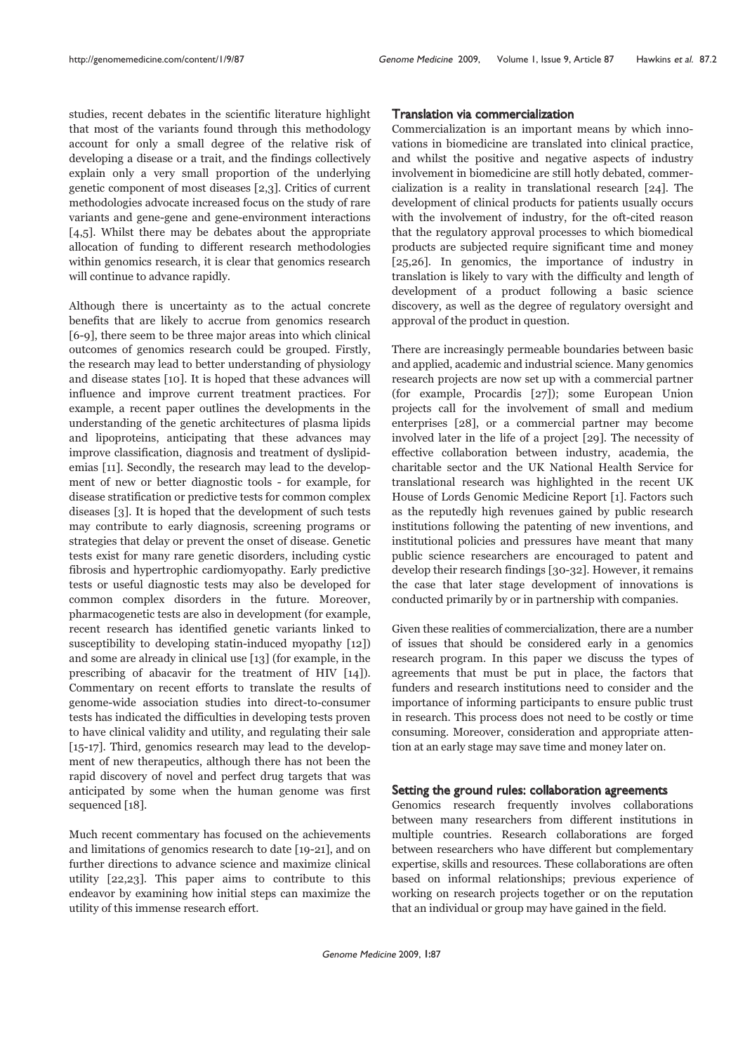studies, recent debates in the scientific literature highlight that most of the variants found through this methodology account for only a small degree of the relative risk of developing a disease or a trait, and the findings collectively explain only a very small proportion of the underlying genetic component of most diseases [2,3]. Critics of current methodologies advocate increased focus on the study of rare variants and gene-gene and gene-environment interactions [4,5]. Whilst there may be debates about the appropriate allocation of funding to different research methodologies within genomics research, it is clear that genomics research will continue to advance rapidly.

Although there is uncertainty as to the actual concrete benefits that are likely to accrue from genomics research [6-9], there seem to be three major areas into which clinical outcomes of genomics research could be grouped. Firstly, the research may lead to better understanding of physiology and disease states [10]. It is hoped that these advances will influence and improve current treatment practices. For example, a recent paper outlines the developments in the understanding of the genetic architectures of plasma lipids and lipoproteins, anticipating that these advances may improve classification, diagnosis and treatment of dyslipidemias [11]. Secondly, the research may lead to the development of new or better diagnostic tools - for example, for disease stratification or predictive tests for common complex diseases [3]. It is hoped that the development of such tests may contribute to early diagnosis, screening programs or strategies that delay or prevent the onset of disease. Genetic tests exist for many rare genetic disorders, including cystic fibrosis and hypertrophic cardiomyopathy. Early predictive tests or useful diagnostic tests may also be developed for common complex disorders in the future. Moreover, pharmacogenetic tests are also in development (for example, recent research has identified genetic variants linked to susceptibility to developing statin-induced myopathy [12]) and some are already in clinical use [13] (for example, in the prescribing of abacavir for the treatment of HIV [14]). Commentary on recent efforts to translate the results of genome-wide association studies into direct-to-consumer tests has indicated the difficulties in developing tests proven to have clinical validity and utility, and regulating their sale [15-17]. Third, genomics research may lead to the development of new therapeutics, although there has not been the rapid discovery of novel and perfect drug targets that was anticipated by some when the human genome was first sequenced [18].

Much recent commentary has focused on the achievements and limitations of genomics research to date [19-21], and on further directions to advance science and maximize clinical utility [22,23]. This paper aims to contribute to this endeavor by examining how initial steps can maximize the utility of this immense research effort.

## Translation via commercialization

Commercialization is an important means by which innovations in biomedicine are translated into clinical practice, and whilst the positive and negative aspects of industry involvement in biomedicine are still hotly debated, commercialization is a reality in translational research [24]. The development of clinical products for patients usually occurs with the involvement of industry, for the oft-cited reason that the regulatory approval processes to which biomedical products are subjected require significant time and money [25,26]. In genomics, the importance of industry in translation is likely to vary with the difficulty and length of development of a product following a basic science discovery, as well as the degree of regulatory oversight and approval of the product in question.

There are increasingly permeable boundaries between basic and applied, academic and industrial science. Many genomics research projects are now set up with a commercial partner (for example, Procardis [27]); some European Union projects call for the involvement of small and medium enterprises [28], or a commercial partner may become involved later in the life of a project [29]. The necessity of effective collaboration between industry, academia, the charitable sector and the UK National Health Service for translational research was highlighted in the recent UK House of Lords Genomic Medicine Report [1]. Factors such as the reputedly high revenues gained by public research institutions following the patenting of new inventions, and institutional policies and pressures have meant that many public science researchers are encouraged to patent and develop their research findings [30-32]. However, it remains the case that later stage development of innovations is conducted primarily by or in partnership with companies.

Given these realities of commercialization, there are a number of issues that should be considered early in a genomics research program. In this paper we discuss the types of agreements that must be put in place, the factors that funders and research institutions need to consider and the importance of informing participants to ensure public trust in research. This process does not need to be costly or time consuming. Moreover, consideration and appropriate attention at an early stage may save time and money later on.

## Setting the ground rules: collaboration agreements

Genomics research frequently involves collaborations between many researchers from different institutions in multiple countries. Research collaborations are forged between researchers who have different but complementary expertise, skills and resources. These collaborations are often based on informal relationships; previous experience of working on research projects together or on the reputation that an individual or group may have gained in the field.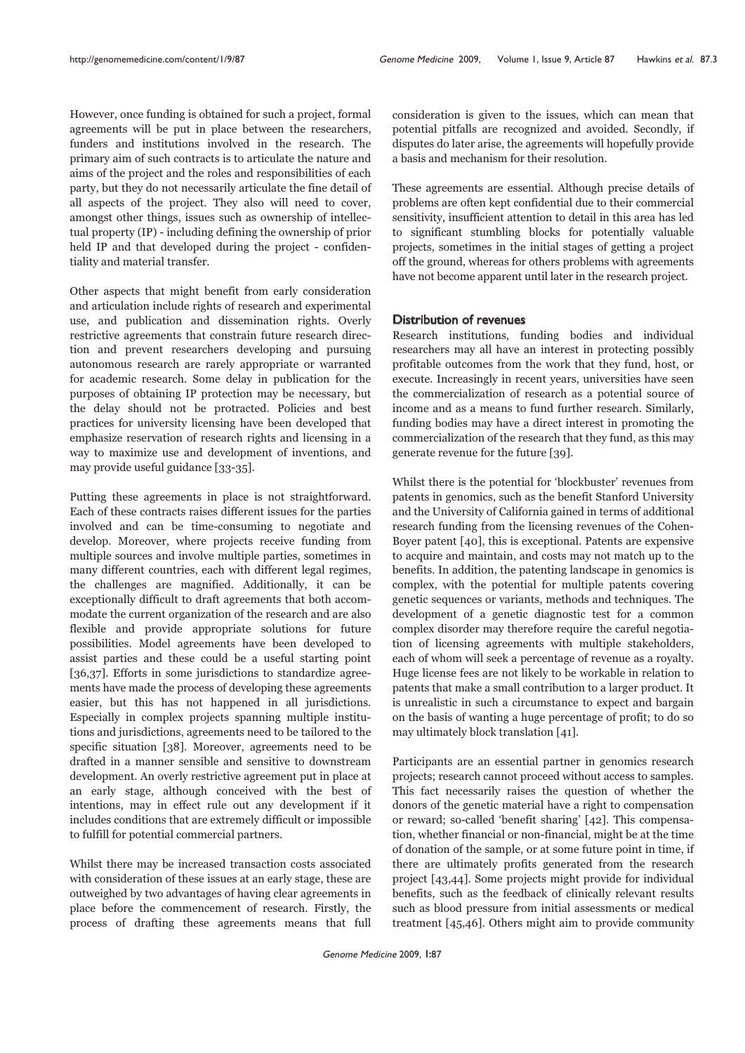However, once funding is obtained for such a project, formal agreements will be put in place between the researchers, funders and institutions involved in the research. The primary aim of such contracts is to articulate the nature and aims of the project and the roles and responsibilities of each party, but they do not necessarily articulate the fine detail of all aspects of the project. They also will need to cover, amongst other things, issues such as ownership of intellectual property (IP) - including defining the ownership of prior held IP and that developed during the project - confidentiality and material transfer.

Other aspects that might benefit from early consideration and articulation include rights of research and experimental use, and publication and dissemination rights. Overly restrictive agreements that constrain future research direction and prevent researchers developing and pursuing autonomous research are rarely appropriate or warranted for academic research. Some delay in publication for the purposes of obtaining IP protection may be necessary, but the delay should not be protracted. Policies and best practices for university licensing have been developed that emphasize reservation of research rights and licensing in a way to maximize use and development of inventions, and may provide useful guidance [33-35].

Putting these agreements in place is not straightforward. Each of these contracts raises different issues for the parties involved and can be time-consuming to negotiate and develop. Moreover, where projects receive funding from multiple sources and involve multiple parties, sometimes in many different countries, each with different legal regimes, the challenges are magnified. Additionally, it can be exceptionally difficult to draft agreements that both accommodate the current organization of the research and are also flexible and provide appropriate solutions for future possibilities. Model agreements have been developed to assist parties and these could be a useful starting point [36,37]. Efforts in some jurisdictions to standardize agreements have made the process of developing these agreements easier, but this has not happened in all jurisdictions. Especially in complex projects spanning multiple institutions and jurisdictions, agreements need to be tailored to the specific situation [38]. Moreover, agreements need to be drafted in a manner sensible and sensitive to downstream development. An overly restrictive agreement put in place at an early stage, although conceived with the best of intentions, may in effect rule out any development if it includes conditions that are extremely difficult or impossible to fulfill for potential commercial partners.

Whilst there may be increased transaction costs associated with consideration of these issues at an early stage, these are outweighed by two advantages of having clear agreements in place before the commencement of research. Firstly, the process of drafting these agreements means that full consideration is given to the issues, which can mean that potential pitfalls are recognized and avoided. Secondly, if disputes do later arise, the agreements will hopefully provide a basis and mechanism for their resolution.

These agreements are essential. Although precise details of problems are often kept confidential due to their commercial sensitivity, insufficient attention to detail in this area has led to significant stumbling blocks for potentially valuable projects, sometimes in the initial stages of getting a project off the ground, whereas for others problems with agreements have not become apparent until later in the research project.

### Distribution of revenues

Research institutions, funding bodies and individual researchers may all have an interest in protecting possibly profitable outcomes from the work that they fund, host, or execute. Increasingly in recent years, universities have seen the commercialization of research as a potential source of income and as a means to fund further research. Similarly, funding bodies may have a direct interest in promoting the commercialization of the research that they fund, as this may generate revenue for the future [39].

Whilst there is the potential for 'blockbuster' revenues from patents in genomics, such as the benefit Stanford University and the University of California gained in terms of additional research funding from the licensing revenues of the Cohen-Boyer patent [40], this is exceptional. Patents are expensive to acquire and maintain, and costs may not match up to the benefits. In addition, the patenting landscape in genomics is complex, with the potential for multiple patents covering genetic sequences or variants, methods and techniques. The development of a genetic diagnostic test for a common complex disorder may therefore require the careful negotiation of licensing agreements with multiple stakeholders, each of whom will seek a percentage of revenue as a royalty. Huge license fees are not likely to be workable in relation to patents that make a small contribution to a larger product. It is unrealistic in such a circumstance to expect and bargain on the basis of wanting a huge percentage of profit; to do so may ultimately block translation [41].

Participants are an essential partner in genomics research projects; research cannot proceed without access to samples. This fact necessarily raises the question of whether the donors of the genetic material have a right to compensation or reward; so-called 'benefit sharing' [42]. This compensation, whether financial or non-financial, might be at the time of donation of the sample, or at some future point in time, if there are ultimately profits generated from the research project [43,44]. Some projects might provide for individual benefits, such as the feedback of clinically relevant results such as blood pressure from initial assessments or medical treatment [45,46]. Others might aim to provide community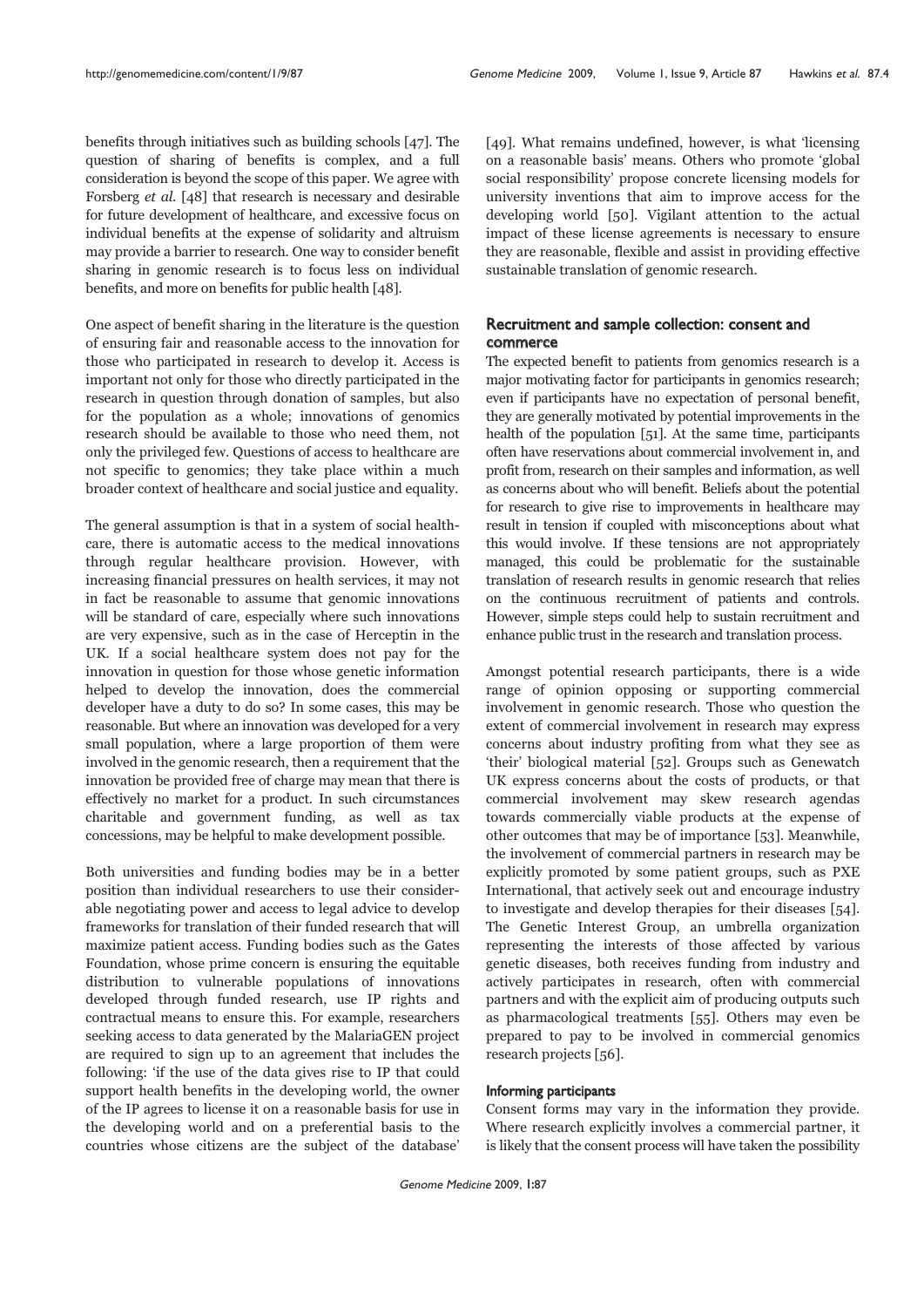benefits through initiatives such as building schools [47]. The question of sharing of benefits is complex, and a full consideration is beyond the scope of this paper. We agree with Forsberg *et al.* [48] that research is necessary and desirable for future development of healthcare, and excessive focus on individual benefits at the expense of solidarity and altruism may provide a barrier to research. One way to consider benefit sharing in genomic research is to focus less on individual benefits, and more on benefits for public health [48].

One aspect of benefit sharing in the literature is the question of ensuring fair and reasonable access to the innovation for those who participated in research to develop it. Access is important not only for those who directly participated in the research in question through donation of samples, but also for the population as a whole; innovations of genomics research should be available to those who need them, not only the privileged few. Questions of access to healthcare are not specific to genomics; they take place within a much broader context of healthcare and social justice and equality.

The general assumption is that in a system of social healthcare, there is automatic access to the medical innovations through regular healthcare provision. However, with increasing financial pressures on health services, it may not in fact be reasonable to assume that genomic innovations will be standard of care, especially where such innovations are very expensive, such as in the case of Herceptin in the UK. If a social healthcare system does not pay for the innovation in question for those whose genetic information helped to develop the innovation, does the commercial developer have a duty to do so? In some cases, this may be reasonable. But where an innovation was developed for a very small population, where a large proportion of them were involved in the genomic research, then a requirement that the innovation be provided free of charge may mean that there is effectively no market for a product. In such circumstances charitable and government funding, as well as tax concessions, may be helpful to make development possible.

Both universities and funding bodies may be in a better position than individual researchers to use their considerable negotiating power and access to legal advice to develop frameworks for translation of their funded research that will maximize patient access. Funding bodies such as the Gates Foundation, whose prime concern is ensuring the equitable distribution to vulnerable populations of innovations developed through funded research, use IP rights and contractual means to ensure this. For example, researchers seeking access to data generated by the MalariaGEN project are required to sign up to an agreement that includes the following: 'if the use of the data gives rise to IP that could support health benefits in the developing world, the owner of the IP agrees to license it on a reasonable basis for use in the developing world and on a preferential basis to the countries whose citizens are the subject of the database' [49]. What remains undefined, however, is what 'licensing on a reasonable basis' means. Others who promote 'global social responsibility' propose concrete licensing models for university inventions that aim to improve access for the developing world [50]. Vigilant attention to the actual impact of these license agreements is necessary to ensure they are reasonable, flexible and assist in providing effective sustainable translation of genomic research.

## Recruitment and sample collection: consent and commerce

The expected benefit to patients from genomics research is a major motivating factor for participants in genomics research; even if participants have no expectation of personal benefit, they are generally motivated by potential improvements in the health of the population [51]. At the same time, participants often have reservations about commercial involvement in, and profit from, research on their samples and information, as well as concerns about who will benefit. Beliefs about the potential for research to give rise to improvements in healthcare may result in tension if coupled with misconceptions about what this would involve. If these tensions are not appropriately managed, this could be problematic for the sustainable translation of research results in genomic research that relies on the continuous recruitment of patients and controls. However, simple steps could help to sustain recruitment and enhance public trust in the research and translation process.

Amongst potential research participants, there is a wide range of opinion opposing or supporting commercial involvement in genomic research. Those who question the extent of commercial involvement in research may express concerns about industry profiting from what they see as 'their' biological material [52]. Groups such as Genewatch UK express concerns about the costs of products, or that commercial involvement may skew research agendas towards commercially viable products at the expense of other outcomes that may be of importance [53]. Meanwhile, the involvement of commercial partners in research may be explicitly promoted by some patient groups, such as PXE International, that actively seek out and encourage industry to investigate and develop therapies for their diseases [54]. The Genetic Interest Group, an umbrella organization representing the interests of those affected by various genetic diseases, both receives funding from industry and actively participates in research, often with commercial partners and with the explicit aim of producing outputs such as pharmacological treatments [55]. Others may even be prepared to pay to be involved in commercial genomics research projects [56].

### Informing participants

Consent forms may vary in the information they provide. Where research explicitly involves a commercial partner, it is likely that the consent process will have taken the possibility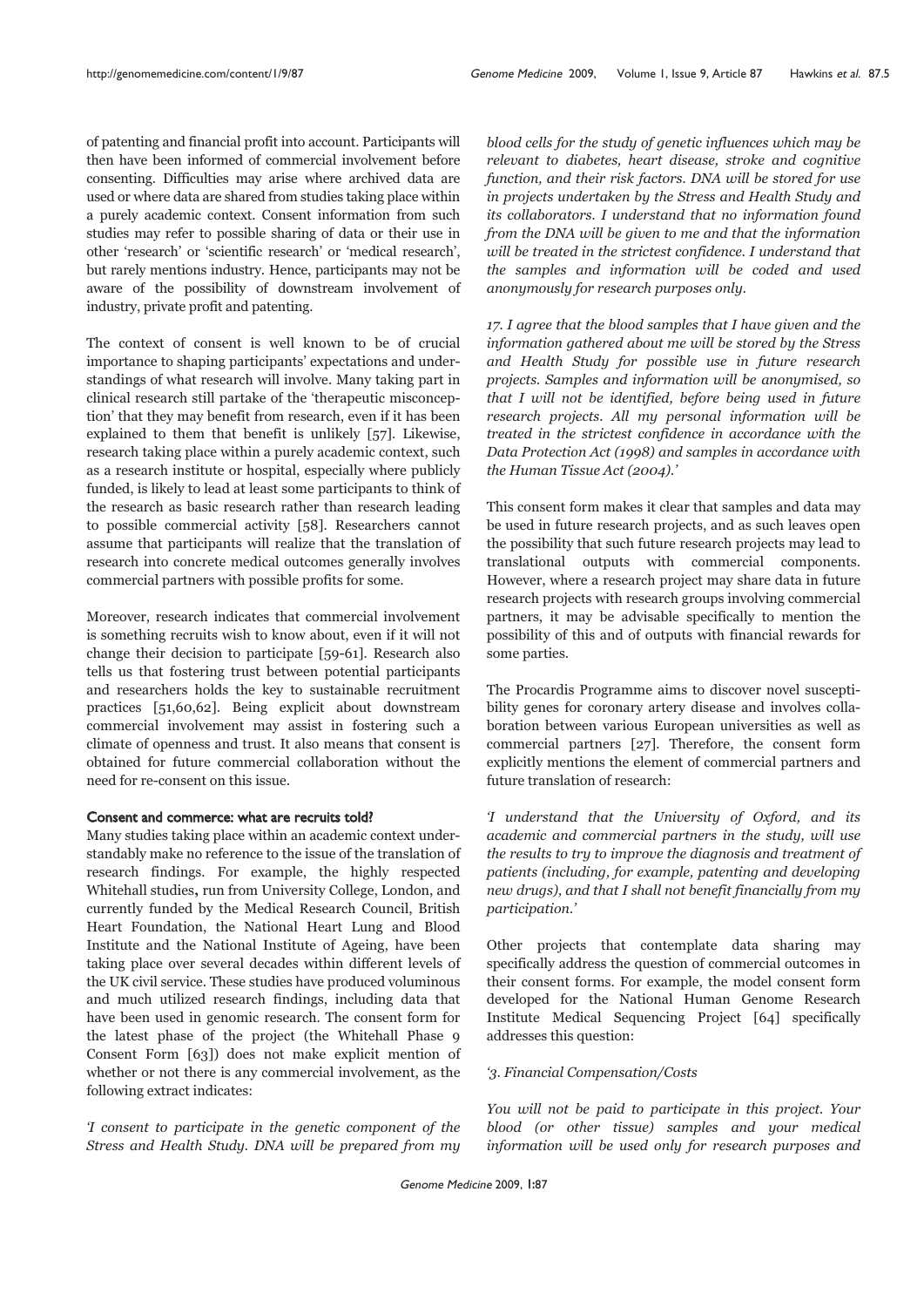of patenting and financial profit into account. Participants will then have been informed of commercial involvement before consenting. Difficulties may arise where archived data are used or where data are shared from studies taking place within a purely academic context. Consent information from such studies may refer to possible sharing of data or their use in other 'research' or 'scientific research' or 'medical research', but rarely mentions industry. Hence, participants may not be aware of the possibility of downstream involvement of industry, private profit and patenting.

The context of consent is well known to be of crucial importance to shaping participants' expectations and understandings of what research will involve. Many taking part in clinical research still partake of the 'therapeutic misconception' that they may benefit from research, even if it has been explained to them that benefit is unlikely [57]. Likewise, research taking place within a purely academic context, such as a research institute or hospital, especially where publicly funded, is likely to lead at least some participants to think of the research as basic research rather than research leading to possible commercial activity [58]. Researchers cannot assume that participants will realize that the translation of research into concrete medical outcomes generally involves commercial partners with possible profits for some.

Moreover, research indicates that commercial involvement is something recruits wish to know about, even if it will not change their decision to participate [59-61]. Research also tells us that fostering trust between potential participants and researchers holds the key to sustainable recruitment practices [51,60,62]. Being explicit about downstream commercial involvement may assist in fostering such a climate of openness and trust. It also means that consent is obtained for future commercial collaboration without the need for re-consent on this issue.

### Consent and commerce: what are recruits told?

Many studies taking place within an academic context understandably make no reference to the issue of the translation of research findings. For example, the highly respected Whitehall studies, run from University College, London, and currently funded by the Medical Research Council, British Heart Foundation, the National Heart Lung and Blood Institute and the National Institute of Ageing, have been taking place over several decades within different levels of the UK civil service. These studies have produced voluminous and much utilized research findings, including data that have been used in genomic research. The consent form for the latest phase of the project (the Whitehall Phase 9 Consent Form [63]) does not make explicit mention of whether or not there is any commercial involvement, as the following extract indicates:

*'I consent to participate in the genetic component of the Stress and Health Study. DNA will be prepared from my blood cells for the study of genetic influences which may be relevant to diabetes, heart disease, stroke and cognitive function, and their risk factors. DNA will be stored for use in projects undertaken by the Stress and Health Study and its collaborators. I understand that no information found from the DNA will be given to me and that the information will be treated in the strictest confidence. I understand that the samples and information will be coded and used anonymously for research purposes only.*

*17. I agree that the blood samples that I have given and the information gathered about me will be stored by the Stress and Health Study for possible use in future research projects. Samples and information will be anonymised, so that I will not be identified, before being used in future research projects. All my personal information will be treated in the strictest confidence in accordance with the Data Protection Act (1998) and samples in accordance with the Human Tissue Act (2004).'*

This consent form makes it clear that samples and data may be used in future research projects, and as such leaves open the possibility that such future research projects may lead to translational outputs with commercial components. However, where a research project may share data in future research projects with research groups involving commercial partners, it may be advisable specifically to mention the possibility of this and of outputs with financial rewards for some parties.

The Procardis Programme aims to discover novel susceptibility genes for coronary artery disease and involves collaboration between various European universities as well as commercial partners [27]. Therefore, the consent form explicitly mentions the element of commercial partners and future translation of research:

*'I understand that the University of Oxford, and its academic and commercial partners in the study, will use the results to try to improve the diagnosis and treatment of patients (including, for example, patenting and developing new drugs), and that I shall not benefit financially from my participation.'*

Other projects that contemplate data sharing may specifically address the question of commercial outcomes in their consent forms. For example, the model consent form developed for the National Human Genome Research Institute Medical Sequencing Project [64] specifically addresses this question:

*'3. Financial Compensation/Costs*

*You will not be paid to participate in this project. Your blood (or other tissue) samples and your medical information will be used only for research purposes and*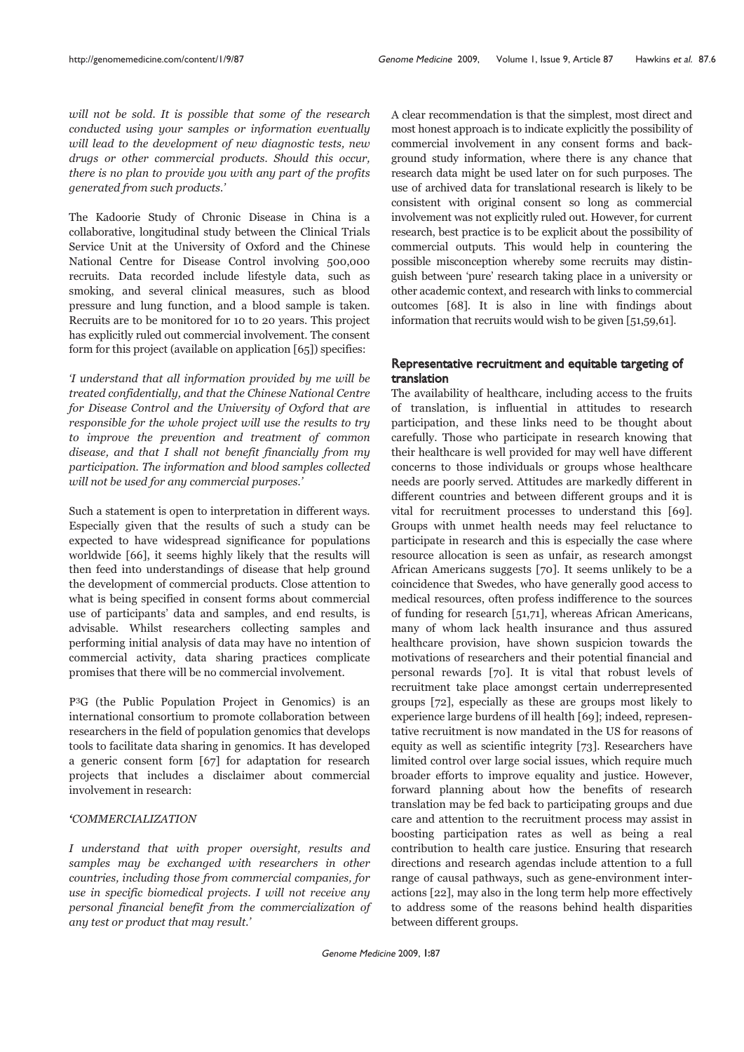*will not be sold. It is possible that some of the research conducted using your samples or information eventually will lead to the development of new diagnostic tests, new drugs or other commercial products. Should this occur, there is no plan to provide you with any part of the profits generated from such products.'*

The Kadoorie Study of Chronic Disease in China is a collaborative, longitudinal study between the Clinical Trials Service Unit at the University of Oxford and the Chinese National Centre for Disease Control involving 500,000 recruits. Data recorded include lifestyle data, such as smoking, and several clinical measures, such as blood pressure and lung function, and a blood sample is taken. Recruits are to be monitored for 10 to 20 years. This project has explicitly ruled out commercial involvement. The consent form for this project (available on application [65]) specifies:

*'I understand that all information provided by me will be treated confidentially, and that the Chinese National Centre for Disease Control and the University of Oxford that are responsible for the whole project will use the results to try to improve the prevention and treatment of common disease, and that I shall not benefit financially from my participation. The information and blood samples collected will not be used for any commercial purposes.'*

Such a statement is open to interpretation in different ways. Especially given that the results of such a study can be expected to have widespread significance for populations worldwide [66], it seems highly likely that the results will then feed into understandings of disease that help ground the development of commercial products. Close attention to what is being specified in consent forms about commercial use of participants' data and samples, and end results, is advisable. Whilst researchers collecting samples and performing initial analysis of data may have no intention of commercial activity, data sharing practices complicate promises that there will be no commercial involvement.

P[3]G (the Public Population Project in Genomics) is an international consortium to promote collaboration between researchers in the field of population genomics that develops tools to facilitate data sharing in genomics. It has developed a generic consent form [67] for adaptation for research projects that includes a disclaimer about commercial involvement in research:

*'COMMERCIALIZATION*

*I understand that with proper oversight, results and samples may be exchanged with researchers in other countries, including those from commercial companies, for use in specific biomedical projects. I will not receive any personal financial benefit from the commercialization of any test or product that may result.'*

A clear recommendation is that the simplest, most direct and most honest approach is to indicate explicitly the possibility of commercial involvement in any consent forms and background study information, where there is any chance that research data might be used later on for such purposes. The use of archived data for translational research is likely to be consistent with original consent so long as commercial involvement was not explicitly ruled out. However, for current research, best practice is to be explicit about the possibility of commercial outputs. This would help in countering the possible misconception whereby some recruits may distinguish between 'pure' research taking place in a university or other academic context, and research with links to commercial outcomes [68]. It is also in line with findings about information that recruits would wish to be given [51,59,61].

## Representative recruitment and equitable targeting of translation

The availability of healthcare, including access to the fruits of translation, is influential in attitudes to research participation, and these links need to be thought about carefully. Those who participate in research knowing that their healthcare is well provided for may well have different concerns to those individuals or groups whose healthcare needs are poorly served. Attitudes are markedly different in different countries and between different groups and it is vital for recruitment processes to understand this [69]. Groups with unmet health needs may feel reluctance to participate in research and this is especially the case where resource allocation is seen as unfair, as research amongst African Americans suggests [70]. It seems unlikely to be a coincidence that Swedes, who have generally good access to medical resources, often profess indifference to the sources of funding for research [51,71], whereas African Americans, many of whom lack health insurance and thus assured healthcare provision, have shown suspicion towards the motivations of researchers and their potential financial and personal rewards [70]. It is vital that robust levels of recruitment take place amongst certain underrepresented groups [72], especially as these are groups most likely to experience large burdens of ill health [69]; indeed, representative recruitment is now mandated in the US for reasons of equity as well as scientific integrity [73]. Researchers have limited control over large social issues, which require much broader efforts to improve equality and justice. However, forward planning about how the benefits of research translation may be fed back to participating groups and due care and attention to the recruitment process may assist in boosting participation rates as well as being a real contribution to health care justice. Ensuring that research directions and research agendas include attention to a full range of causal pathways, such as gene-environment interactions [22], may also in the long term help more effectively to address some of the reasons behind health disparities between different groups.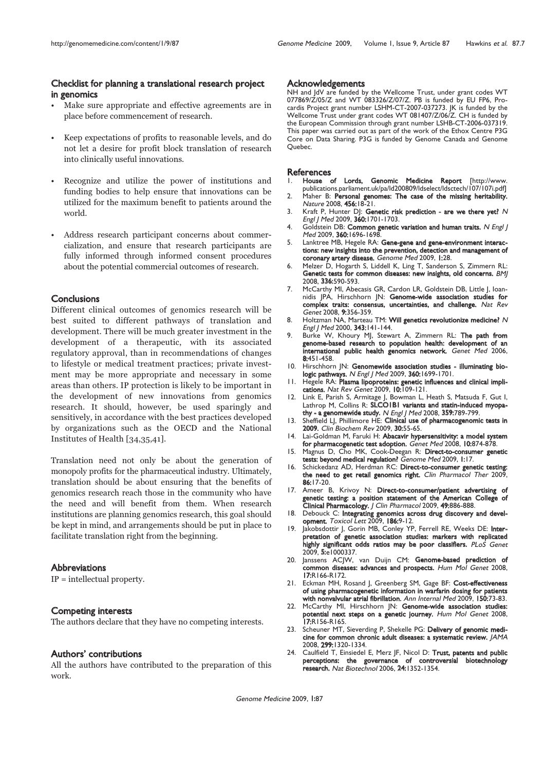## Checklist for planning a translational research project in genomics

- Make sure appropriate and effective agreements are in place before commencement of research.
- Keep expectations of profits to reasonable levels, and do not let a desire for profit block translation of research into clinically useful innovations.
- Recognize and utilize the power of institutions and funding bodies to help ensure that innovations can be utilized for the maximum benefit to patients around the world.
- Address research participant concerns about commercialization, and ensure that research participants are fully informed through informed consent procedures about the potential commercial outcomes of research.

## Conclusions

Different clinical outcomes of genomics research will be best suited to different pathways of translation and development. There will be much greater investment in the development of a therapeutic, with its associated regulatory approval, than in recommendations of changes to lifestyle or medical treatment practices; private investment may be more appropriate and necessary in some areas than others. IP protection is likely to be important in the development of new innovations from genomics research. It should, however, be used sparingly and sensitively, in accordance with the best practices developed by organizations such as the OECD and the National Institutes of Health [34,35,41].

Translation need not only be about the generation of monopoly profits for the pharmaceutical industry. Ultimately, translation should be about ensuring that the benefits of genomics research reach those in the community who have the need and will benefit from them. When research institutions are planning genomics research, this goal should be kept in mind, and arrangements should be put in place to facilitate translation right from the beginning.

## Abbreviations

IP = intellectual property.

## Competing interests

The authors declare that they have no competing interests.

## Authors' contributions

All the authors have contributed to the preparation of this work.

## Acknowledgements

NH and JdV are funded by the Wellcome Trust, under grant codes WT 077869/Z/05/Z and WT 083326/Z/07/Z. PB is funded by EU FP6, Procardis Project grant number LSHM-CT-2007-037273. JK is funded by the Wellcome Trust under grant codes WT 081407/Z/06/Z. CH is funded by the European Commission through grant number LSHB-CT-2006-037319. This paper was carried out as part of the work of the Ethox Centre P3G Core on Data Sharing. P3G is funded by Genome Canada and Genome Quebec.

## References

1. **House of Lords, Genomic Medicine Report** [http://www.publications.parliament.uk/pa/ld200809/ldselect/ldsctech/107/107i.pdf]
2. Maher B: **Personal genomes: The case of the missing heritability.** *Nature* 2008, **456:**18-21.
3. Kraft P, Hunter DJ: **Genetic risk prediction - are we there yet?** *N Engl J Med* 2009, **360:**1701-1703.
4. Goldstein DB: **Common genetic variation and human traits.** *N Engl J Med* 2009, **360:**1696-1698.
5. Lanktree MB, Hegele RA: **Gene-gene and gene-environment interactions: new insights into the prevention, detection and management of coronary artery disease.** *Genome Med* 2009, **1:**28.
6. Melzer D, Hogarth S, Liddell K, Ling T, Sanderson S, Zimmern RL: **Genetic tests for common diseases: new insights, old concerns.** *BMJ* 2008, **336:**590-593.
7. McCarthy MI, Abecasis GR, Cardon LR, Goldstein DB, Little J, Ioannidis JPA, Hirschhorn JN: **Genome-wide association studies for complex traits: consensus, uncertainties, and challenge.** *Nat Rev Genet* 2008, **9:**356-359.
8. Holtzman NA, Marteau TM: **Will genetics revolutionize medicine?** *N Engl J Med* 2000, **343:**141-144.
9. Burke W, Khoury MJ, Stewart A, Zimmern RL: **The path from genome-based research to population health: development of an international public health genomics network.** *Genet Med* 2006, **8:**451-458.
10. Hirschhorn JN: **Genomewide association studies - illuminating biologic pathways.** *N Engl J Med* 2009, **360:**1699-1701.
11. Hegele RA: **Plasma lipoproteins: genetic influences and clinical implications.** *Nat Rev Genet* 2009, **10:**109-121.
12. Link E, Parish S, Armitage J, Bowman L, Heath S, Matsuda F, Gut I, Lathrop M, Collins R: **SLCO1B1 variants and statin-induced myopathy - a genomewide study.** *N Engl J Med* 2008, **359:**789-799.
13. Sheffield LJ, Phillimore HE: **Clinical use of pharmacogenomic tests in 2009.** *Clin Biochem Rev* 2009, **30:**55-65.
14. Lai-Goldman M, Faruki H: **Abacavir hypersensitivity: a model system for pharmacogenetic test adoption.** *Genet Med* 2008, **10:**874-878.
15. Magnus D, Cho MK, Cook-Deegan R: **Direct-to-consumer genetic tests: beyond medical regulation?** *Genome Med* 2009, **1:**17.
16. Schickedanz AD, Herdman RC: **Direct-to-consumer genetic testing: the need to get retail genomics right.** *Clin Pharmacol Ther* 2009, **86:**17-20.
17. Ameer B, Krivoy N: **Direct-to-consumer/patient advertising of genetic testing: a position statement of the American College of Clinical Pharmacology.** *J Clin Pharmacol* 2009, **49:**886-888.
18. Debouck C: **Integrating genomics across drug discovery and development.** *Toxicol Lett* 2009, **186:**9-12.
19. Jakobsdottir J, Gorin MB, Conley YP, Ferrell RE, Weeks DE: **Interpretation of genetic association studies: markers with replicated highly significant odds ratios may be poor classifiers.** *PLoS Genet* 2009, **5:**e1000337.
20. Janssens ACJW, van Duijn CM: **Genome-based prediction of common diseases: advances and prospects.** *Hum Mol Genet* 2008, **17:**R166-R172.
21. Eckman MH, Rosand J, Greenberg SM, Gage BF: **Cost-effectiveness of using pharmacogenetic information in warfarin dosing for patients with nonvalvular atrial fibrillation.** *Ann Internal Med* 2009, **150:**73-83.
22. McCarthy MI, Hirschhorn JN: **Genome-wide association studies: potential next steps on a genetic journey.** *Hum Mol Genet* 2008, **17:**R156-R165.
23. Scheuner MT, Sieverding P, Shekelle PG: **Delivery of genomic medicine for common chronic adult diseases: a systematic review.** *JAMA* 2008, **299:**1320-1334.
24. Caulfield T, Einsiedel E, Merz JF, Nicol D: **Trust, patents and public perceptions: the governance of controversial biotechnology research.** *Nat Biotechnol* 2006, **24:**1352-1354.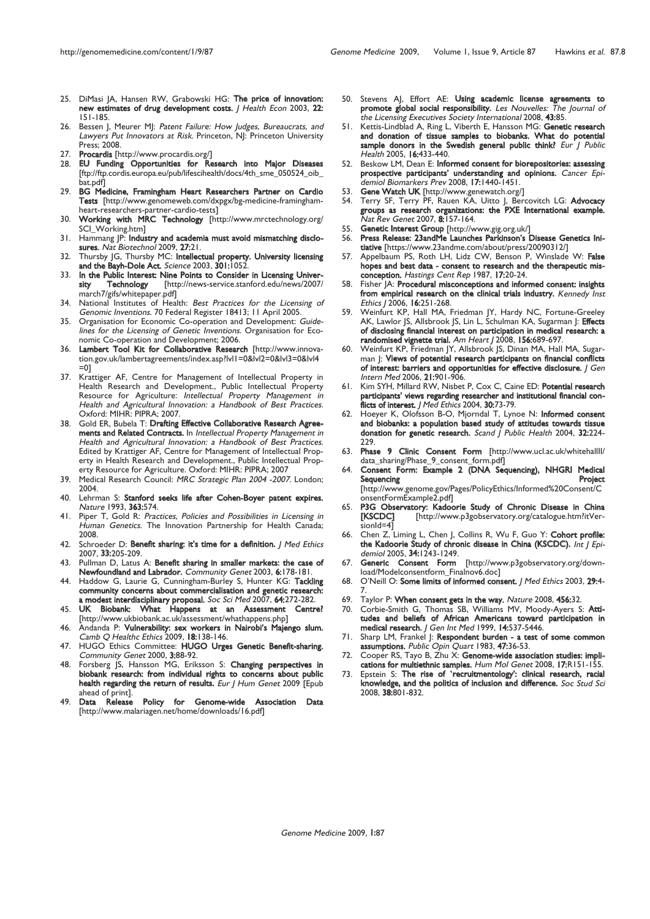25. DiMasi JA, Hansen RW, Grabowski HG: **The price of innovation: new estimates of drug development costs.** *J Health Econ* 2003, **22:** 151-185.
26. Bessen J, Meurer MJ: *Patent Failure: How Judges, Bureaucrats, and Lawyers Put Innovators at Risk.* Princeton, NJ: Princeton University Press; 2008.
27. **Procardis** [http://www.procardis.org/]
28. **EU Funding Opportunities for Research into Major Diseases** [ftp://ftp.cordis.europa.eu/pub/lifescihealth/docs/4th_sme_050524_oib_bat.pdf]
29. **BG Medicine, Framingham Heart Researchers Partner on Cardio Tests** [http://www.genomeweb.com/dxpgx/bg-medicine-framingham-heart-researchers-partner-cardio-tests]
30. **Working with MRC Technology** [http://www.mrctechnology.org/SCI_Working.htm]
31. Hammang JP: **Industry and academia must avoid mismatching disclosures.** *Nat Biotechnol* 2009, **27:**21.
32. Thursby JG, Thursby MC: **Intellectual property. University licensing and the Bayh-Dole Act.** *Science* 2003, **301:**1052.
33. **In the Public Interest: Nine Points to Consider in Licensing University Technology** [http://news-service.stanford.edu/news/2007/march7/gifs/whitepaper.pdf]
34. National Institutes of Health: *Best Practices for the Licensing of Genomic Inventions.* 70 Federal Register 18413; 11 April 2005.
35. Organisation for Economic Co-operation and Development: *Guidelines for the Licensing of Genetic Inventions.* Organisation for Economic Co-operation and Development; 2006.
36. **Lambert Tool Kit for Collaborative Research** [http://www.innovation.gov.uk/lambertagreements/index.asp?lvl1=0&lvl2=0&lvl3=0&lvl4=0]
37. Krattiger AF, Centre for Management of Intellectual Property in Health Research and Development., Public Intellectual Property Resource for Agriculture: *Intellectual Property Management in Health and Agricultural Innovation: a Handbook of Best Practices.* Oxford: MIHR: PIPRA; 2007.
38. Gold ER, Bubela T: **Drafting Effective Collaborative Research Agreements and Related Contracts.** In *Intellectual Property Management in Health and Agricultural Innovation: a Handbook of Best Practices.* Edited by Krattiger AF, Centre for Management of Intellectual Property in Health Research and Development., Public Intellectual Property Resource for Agriculture. Oxford: MIHR: PIPRA; 2007
39. Medical Research Council: *MRC Strategic Plan 2004 -2007.* London; 2004.
40. Lehrman S: **Stanford seeks life after Cohen-Boyer patent expires.** *Nature* 1993, **363:**574.
41. Piper T, Gold R: *Practices, Policies and Possibilities in Licensing in Human Genetics.* The Innovation Partnership for Health Canada; 2008.
42. Schroeder D: **Benefit sharing: it's time for a definition.** *J Med Ethics* 2007, **33:**205-209.
43. Pullman D, Latus A: **Benefit sharing in smaller markets: the case of Newfoundland and Labrador.** *Community Genet* 2003, **6:**178-181.
44. Haddow G, Laurie G, Cunningham-Burley S, Hunter KG: **Tackling community concerns about commercialisation and genetic research: a modest interdisciplinary proposal.** *Soc Sci Med* 2007, **64:**272-282.
45. **UK Biobank: What Happens at an Assessment Centre?** [http://www.ukbiobank.ac.uk/assessment/whathappens.php]
46. Andanda P: **Vulnerability: sex workers in Nairobi's Majengo slum.** *Camb Q Healthc Ethics* 2009, **18:**138-146.
47. HUGO Ethics Committee: **HUGO Urges Genetic Benefit-sharing.** *Community Genet* 2000, **3:**88-92.
48. Forsberg JS, Hansson MG, Eriksson S: **Changing perspectives in biobank research: from individual rights to concerns about public health regarding the return of results.** *Eur J Hum Genet* 2009 [Epub ahead of print].
49. **Data Release Policy for Genome-wide Association Data** [http://www.malariagen.net/home/downloads/16.pdf]
50. Stevens AJ, Effort AE: **Using academic license agreements to promote global social responsibility.** *Les Nouvelles: The Journal of the Licensing Executives Society International* 2008, **43:**85.
51. Kettis-Lindblad A, Ring L, Viberth E, Hansson MG: **Genetic research and donation of tissue samples to biobanks. What do potential sample donors in the Swedish general public think?** *Eur J Public Health* 2005, **16:**433-440.
52. Beskow LM, Dean E: **Informed consent for biorepositories: assessing prospective participants' understanding and opinions.** *Cancer Epidemiol Biomarkers Prev* 2008, **17:**1440-1451.
53. **Gene Watch UK** [http://www.genewatch.org/]
54. Terry SF, Terry PF, Rauen KA, Uitto J, Bercovitch LG: **Advocacy groups as research organizations: the PXE International example.** *Nat Rev Genet* 2007, **8:**157-164.
55. **Genetic Interest Group** [http://www.gig.org.uk/]
56. **Press Release: 23andMe Launches Parkinson's Disease Genetics Initiative** [https://www.23andme.com/about/press/20090312/]
57. Appelbaum PS, Roth LH, Lidz CW, Benson P, Winslade W: **False hopes and best data - consent to research and the therapeutic misconception.** *Hastings Cent Rep* 1987, **17:**20-24.
58. Fisher JA: **Procedural misconceptions and informed consent: insights from empirical research on the clinical trials industry.** *Kennedy Inst Ethics J* 2006, **16:**251-268.
59. Weinfurt KP, Hall MA, Friedman JY, Hardy NC, Fortune-Greeley AK, Lawlor JS, Allsbrook JS, Lin L, Schulman KA, Sugarman J: **Effects of disclosing financial interest on participation in medical research: a randomised vignette trial.** *Am Heart J* 2008, **156:**689-697.
60. Weinfurt KP, Friedman JY, Allsbrook JS, Dinan MA, Hall MA, Sugarman J: **Views of potential research participants on financial conflicts of interest: barriers and opportunities for effective disclosure.** *J Gen Intern Med* 2006, **21:**901-906.
61. Kim SYH, Millard RW, Nisbet P, Cox C, Caine ED: **Potential research participants' views regarding researcher and institutional financial conflicts of interest.** *J Med Ethics* 2004, **30:**73-79.
62. Hoeyer K, Olofsson B-O, Mjorndal T, Lynoe N: **Informed consent and biobanks: a population based study of attitudes towards tissue donation for genetic research.** *Scand J Public Health* 2004, **32:**224-229.
63. **Phase 9 Clinic Consent Form** [http://www.ucl.ac.uk/whitehallII/data_sharing/Phase_9_consent_form.pdf]
64. **Consent Form: Example 2 (DNA Sequencing), NHGRI Medical Sequencing Project** [http://www.genome.gov/Pages/PolicyEthics/Informed%20Consent/ConsentFormExample2.pdf]
65. **P3G Observatory: Kadoorie Study of Chronic Disease in China [KSCDC]** [http://www.p3gobservatory.org/catalogue.htm?itVersionId=4]
66. Chen Z, Liming L, Chen J, Collins R, Wu F, Guo Y: **Cohort profile: the Kadoorie Study of chronic disease in China (KSCDC).** *Int J Epidemiol* 2005, **34:**1243-1249.
67. **Generic Consent Form** [http://www.p3gobservatory.org/download/Modelconsentform_Finalnov6.doc]
68. O'Neill O: **Some limits of informed consent.** *J Med Ethics* 2003, **29:**4-7.
69. Taylor P: **When consent gets in the way.** *Nature* 2008, **456:**32.
70. Corbie-Smith G, Thomas SB, Williams MV, Moody-Ayers S: **Attitudes and beliefs of African Americans toward participation in medical research.** *J Gen Int Med* 1999, **14:**537-5446.
71. Sharp LM, Frankel J: **Respondent burden - a test of some common assumptions.** *Public Opin Quart* 1983, **47:**36-53.
72. Cooper RS, Tayo B, Zhu X: **Genome-wide association studies: implications for multiethnic samples.** *Hum Mol Genet* 2008, **17:**R151-155.
73. Epstein S: **The rise of 'recruitmentology': clinical research, racial knowledge, and the politics of inclusion and difference.** *Soc Stud Sci* 2008, **38:**801-832.